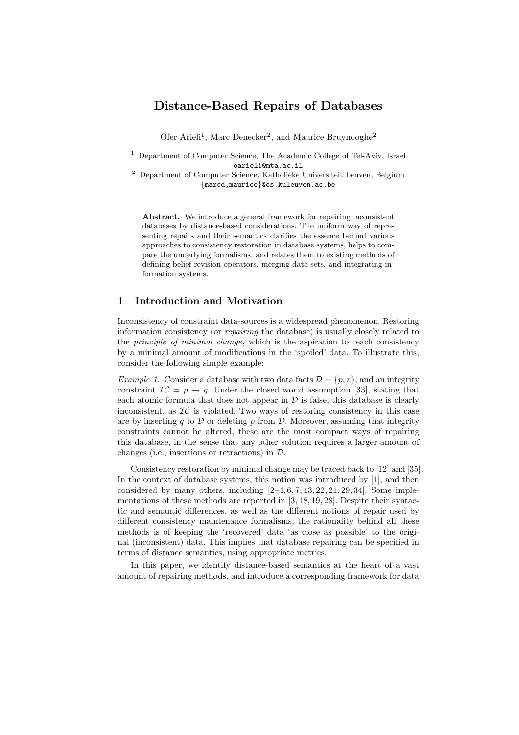# Distance-Based Repairs of Databases

Ofer Arieli[1], Marc Denecker[2], and Maurice Bruynooghe[2]

[1] Department of Computer Science, The Academic College of Tel-Aviv, Israel
oarieli@mta.ac.il

[2] Department of Computer Science, Katholieke Universiteit Leuven, Belgium
{marcd,maurice}@cs.kuleuven.ac.be

**Abstract.** We introduce a general framework for repairing inconsistent databases by distance-based considerations. The uniform way of representing repairs and their semantics clarifies the essence behind various approaches to consistency restoration in database systems, helps to compare the underlying formalisms, and relates them to existing methods of defining belief revision operators, merging data sets, and integrating information systems.

## 1 Introduction and Motivation

Inconsistency of constraint data-sources is a widespread phenomenon. Restoring information consistency (or *repairing* the database) is usually closely related to the *principle of minimal change*, which is the aspiration to reach consistency by a minimal amount of modifications in the 'spoiled' data. To illustrate this, consider the following simple example:

*Example 1.* Consider a database with two data facts $\mathcal{D} = \{p, r\}$, and an integrity constraint $\mathcal{IC} = p \to q$. Under the closed world assumption [33], stating that each atomic formula that does not appear in $\mathcal{D}$ is false, this database is clearly inconsistent, as $\mathcal{IC}$ is violated. Two ways of restoring consistency in this case are by inserting $q$ to $\mathcal{D}$ or deleting $p$ from $\mathcal{D}$. Moreover, assuming that integrity constraints cannot be altered, these are the most compact ways of repairing this database, in the sense that any other solution requires a larger amount of changes (i.e., insertions or retractions) in $\mathcal{D}$.

Consistency restoration by minimal change may be traced back to [12] and [35]. In the context of database systems, this notion was introduced by [1], and then considered by many others, including [2–4, 6, 7, 13, 22, 21, 29, 34]. Some implementations of these methods are reported in [3, 18, 19, 28]. Despite their syntactic and semantic differences, as well as the different notions of repair used by different consistency maintenance formalisms, the rationality behind all these methods is of keeping the 'recovered' data 'as close as possible' to the original (inconsistent) data. This implies that database repairing can be specified in terms of distance semantics, using appropriate metrics.

In this paper, we identify distance-based semantics at the heart of a vast amount of repairing methods, and introduce a corresponding framework for data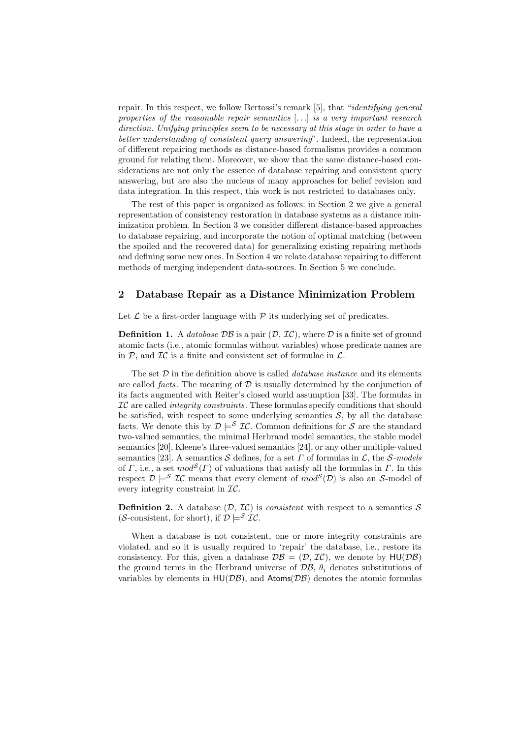repair. In this respect, we follow Bertossi's remark [5], that "*identifying general properties of the reasonable repair semantics* [...] *is a very important research direction. Unifying principles seem to be necessary at this stage in order to have a better understanding of consistent query answering*". Indeed, the representation of different repairing methods as distance-based formalisms provides a common ground for relating them. Moreover, we show that the same distance-based considerations are not only the essence of database repairing and consistent query answering, but are also the nucleus of many approaches for belief revision and data integration. In this respect, this work is not restricted to databases only.

The rest of this paper is organized as follows: in Section 2 we give a general representation of consistency restoration in database systems as a distance minimization problem. In Section 3 we consider different distance-based approaches to database repairing, and incorporate the notion of optimal matching (between the spoiled and the recovered data) for generalizing existing repairing methods and defining some new ones. In Section 4 we relate database repairing to different methods of merging independent data-sources. In Section 5 we conclude.

## 2 Database Repair as a Distance Minimization Problem

Let $\mathcal{L}$ be a first-order language with $\mathcal{P}$ its underlying set of predicates.

**Definition 1.** A *database* $\mathcal{DB}$ is a pair $(\mathcal{D}, \mathcal{IC})$, where $\mathcal{D}$ is a finite set of ground atomic facts (i.e., atomic formulas without variables) whose predicate names are in $\mathcal{P}$, and $\mathcal{IC}$ is a finite and consistent set of formulae in $\mathcal{L}$.

The set $\mathcal{D}$ in the definition above is called *database instance* and its elements are called *facts*. The meaning of $\mathcal{D}$ is usually determined by the conjunction of its facts augmented with Reiter's closed world assumption [33]. The formulas in $\mathcal{IC}$ are called *integrity constraints*. These formulas specify conditions that should be satisfied, with respect to some underlying semantics $\mathcal{S}$, by all the database facts. We denote this by $\mathcal{D} \models^{\mathcal{S}} \mathcal{IC}$. Common definitions for $\mathcal{S}$ are the standard two-valued semantics, the minimal Herbrand model semantics, the stable model semantics [20], Kleene's three-valued semantics [24], or any other multiple-valued semantics [23]. A semantics $\mathcal{S}$ defines, for a set $\Gamma$ of formulas in $\mathcal{L}$, the $\mathcal{S}$-*models* of $\Gamma$, i.e., a set $mod^{\mathcal{S}}(\Gamma)$ of valuations that satisfy all the formulas in $\Gamma$. In this respect $\mathcal{D} \models^{\mathcal{S}} \mathcal{IC}$ means that every element of $mod^{\mathcal{S}}(\mathcal{D})$ is also an $\mathcal{S}$-model of every integrity constraint in $\mathcal{IC}$.

**Definition 2.** A database $(\mathcal{D}, \mathcal{IC})$ is *consistent* with respect to a semantics $\mathcal{S}$ ($\mathcal{S}$-consistent, for short), if $\mathcal{D} \models^{\mathcal{S}} \mathcal{IC}$.

When a database is not consistent, one or more integrity constraints are violated, and so it is usually required to 'repair' the database, i.e., restore its consistency. For this, given a database $\mathcal{DB} = (\mathcal{D}, \mathcal{IC})$, we denote by $\mathsf{HU}(\mathcal{DB})$ the ground terms in the Herbrand universe of $\mathcal{DB}$, $\theta_i$ denotes substitutions of variables by elements in $\mathsf{HU}(\mathcal{DB})$, and $\mathsf{Atoms}(\mathcal{DB})$ denotes the atomic formulas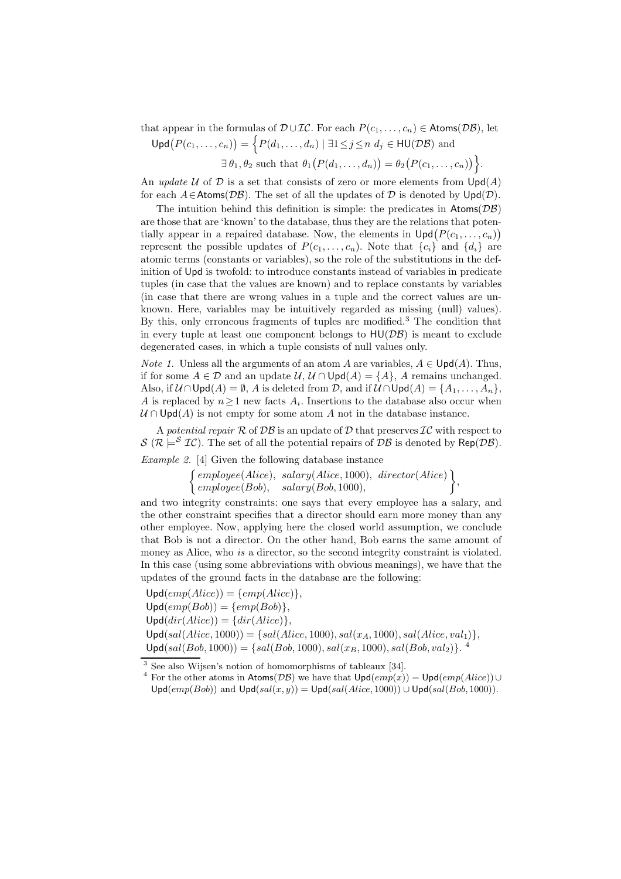that appear in the formulas of $\mathcal{D} \cup \mathcal{IC}$. For each $P(c_1, \ldots, c_n) \in \mathsf{Atoms}(\mathcal{DB})$, let

$$\mathsf{Upd}\big(P(c_1, \ldots, c_n)\big) = \Big\{ P(d_1, \ldots, d_n) \mid \exists 1 \le j \le n \;\, d_j \in \mathsf{HU}(\mathcal{DB}) \text{ and}$$
$$\exists\, \theta_1, \theta_2 \text{ such that } \theta_1\big(P(d_1, \ldots, d_n)\big) = \theta_2\big(P(c_1, \ldots, c_n)\big) \Big\}.$$

An *update* $\mathcal{U}$ of $\mathcal{D}$ is a set that consists of zero or more elements from $\mathsf{Upd}(A)$ for each $A \in \mathsf{Atoms}(\mathcal{DB})$. The set of all the updates of $\mathcal{D}$ is denoted by $\mathsf{Upd}(\mathcal{D})$.

The intuition behind this definition is simple: the predicates in $\mathsf{Atoms}(\mathcal{DB})$ are those that are 'known' to the database, thus they are the relations that potentially appear in a repaired database. Now, the elements in $\mathsf{Upd}\big(P(c_1, \ldots, c_n)\big)$ represent the possible updates of $P(c_1, \ldots, c_n)$. Note that $\{c_i\}$ and $\{d_i\}$ are atomic terms (constants or variables), so the role of the substitutions in the definition of $\mathsf{Upd}$ is twofold: to introduce constants instead of variables in predicate tuples (in case that the values are known) and to replace constants by variables (in case that there are wrong values in a tuple and the correct values are unknown. Here, variables may be intuitively regarded as missing (null) values). By this, only erroneous fragments of tuples are modified.[3] The condition that in every tuple at least one component belongs to $\mathsf{HU}(\mathcal{DB})$ is meant to exclude degenerated cases, in which a tuple consists of null values only.

*Note 1.* Unless all the arguments of an atom $A$ are variables, $A \in \mathsf{Upd}(A)$. Thus, if for some $A \in \mathcal{D}$ and an update $\mathcal{U}$, $\mathcal{U} \cap \mathsf{Upd}(A) = \{A\}$, $A$ remains unchanged. Also, if $\mathcal{U} \cap \mathsf{Upd}(A) = \emptyset$, $A$ is deleted from $\mathcal{D}$, and if $\mathcal{U} \cap \mathsf{Upd}(A) = \{A_1, \ldots, A_n\}$, $A$ is replaced by $n \ge 1$ new facts $A_i$. Insertions to the database also occur when $\mathcal{U} \cap \mathsf{Upd}(A)$ is not empty for some atom $A$ not in the database instance.

A *potential repair* $\mathcal{R}$ of $\mathcal{DB}$ is an update of $\mathcal{D}$ that preserves $\mathcal{IC}$ with respect to $\mathcal{S}$ ($\mathcal{R} \models^{\mathcal{S}} \mathcal{IC}$). The set of all the potential repairs of $\mathcal{DB}$ is denoted by $\mathsf{Rep}(\mathcal{DB})$.

*Example 2.* [4] Given the following database instance

$$\left\{ \begin{matrix} employee(Alice), & salary(Alice, 1000), & director(Alice) \\ employee(Bob), & salary(Bob, 1000), & \end{matrix} \right\},$$

and two integrity constraints: one says that every employee has a salary, and the other constraint specifies that a director should earn more money than any other employee. Now, applying here the closed world assumption, we conclude that Bob is not a director. On the other hand, Bob earns the same amount of money as Alice, who *is* a director, so the second integrity constraint is violated. In this case (using some abbreviations with obvious meanings), we have that the updates of the ground facts in the database are the following:

$\mathsf{Upd}(emp(Alice)) = \{emp(Alice)\}$,
$\mathsf{Upd}(emp(Bob)) = \{emp(Bob)\}$,
$\mathsf{Upd}(dir(Alice)) = \{dir(Alice)\}$,
$\mathsf{Upd}(sal(Alice, 1000)) = \{sal(Alice, 1000), sal(x_A, 1000), sal(Alice, val_1)\}$,
$\mathsf{Upd}(sal(Bob, 1000)) = \{sal(Bob, 1000), sal(x_B, 1000), sal(Bob, val_2)\}$. [4]

[3] See also Wijsen's notion of homomorphisms of tableaux [34].

[4] For the other atoms in $\mathsf{Atoms}(\mathcal{DB})$ we have that $\mathsf{Upd}(emp(x)) = \mathsf{Upd}(emp(Alice)) \cup \mathsf{Upd}(emp(Bob))$ and $\mathsf{Upd}(sal(x, y)) = \mathsf{Upd}(sal(Alice, 1000)) \cup \mathsf{Upd}(sal(Bob, 1000))$.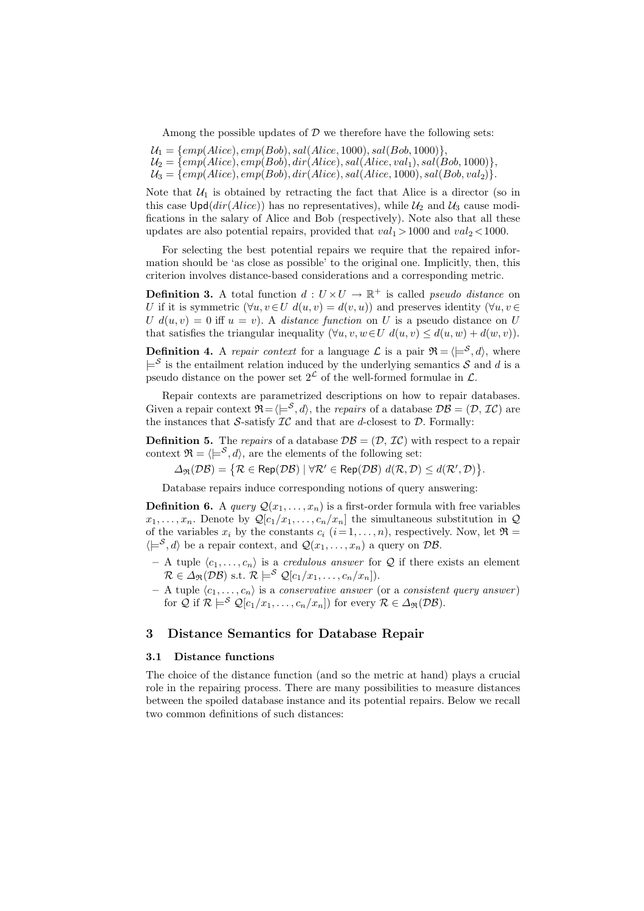Among the possible updates of $\mathcal{D}$ we therefore have the following sets:

$\mathcal{U}_1 = \{emp(Alice), emp(Bob), sal(Alice, 1000), sal(Bob, 1000)\}$,
$\mathcal{U}_2 = \{emp(Alice), emp(Bob), dir(Alice), sal(Alice, val_1), sal(Bob, 1000)\}$,
$\mathcal{U}_3 = \{emp(Alice), emp(Bob), dir(Alice), sal(Alice, 1000), sal(Bob, val_2)\}$.

Note that $\mathcal{U}_1$ is obtained by retracting the fact that Alice is a director (so in this case $\mathsf{Upd}(dir(Alice))$ has no representatives), while $\mathcal{U}_2$ and $\mathcal{U}_3$ cause modifications in the salary of Alice and Bob (respectively). Note also that all these updates are also potential repairs, provided that $val_1 > 1000$ and $val_2 < 1000$.

For selecting the best potential repairs we require that the repaired information should be 'as close as possible' to the original one. Implicitly, then, this criterion involves distance-based considerations and a corresponding metric.

**Definition 3.** A total function $d : U \times U \to \mathbb{R}^+$ is called *pseudo distance* on $U$ if it is symmetric ($\forall u, v \in U \; d(u, v) = d(v, u)$) and preserves identity ($\forall u, v \in U \; d(u, v) = 0$ iff $u = v$). A *distance function* on $U$ is a pseudo distance on $U$ that satisfies the triangular inequality ($\forall u, v, w \in U \; d(u, v) \leq d(u, w) + d(w, v)$).

**Definition 4.** A *repair context* for a language $\mathcal{L}$ is a pair $\mathfrak{R} = \langle \models^{\mathcal{S}}, d \rangle$, where $\models^{\mathcal{S}}$ is the entailment relation induced by the underlying semantics $\mathcal{S}$ and $d$ is a pseudo distance on the power set $2^{\mathcal{L}}$ of the well-formed formulae in $\mathcal{L}$.

Repair contexts are parametrized descriptions on how to repair databases. Given a repair context $\mathfrak{R} = \langle \models^{\mathcal{S}}, d \rangle$, the *repairs* of a database $\mathcal{DB} = (\mathcal{D}, \mathcal{IC})$ are the instances that $\mathcal{S}$-satisfy $\mathcal{IC}$ and that are $d$-closest to $\mathcal{D}$. Formally:

**Definition 5.** The *repairs* of a database $\mathcal{DB} = (\mathcal{D}, \mathcal{IC})$ with respect to a repair context $\mathfrak{R} = \langle \models^{\mathcal{S}}, d \rangle$, are the elements of the following set:

$$\Delta_{\mathfrak{R}}(\mathcal{DB}) = \big\{ \mathcal{R} \in \mathsf{Rep}(\mathcal{DB}) \mid \forall \mathcal{R}' \in \mathsf{Rep}(\mathcal{DB}) \; d(\mathcal{R}, \mathcal{D}) \leq d(\mathcal{R}', \mathcal{D}) \big\}.$$

Database repairs induce corresponding notions of query answering:

**Definition 6.** A *query* $\mathcal{Q}(x_1, \ldots, x_n)$ is a first-order formula with free variables $x_1, \ldots, x_n$. Denote by $\mathcal{Q}[c_1/x_1, \ldots, c_n/x_n]$ the simultaneous substitution in $\mathcal{Q}$ of the variables $x_i$ by the constants $c_i$ ($i = 1, \ldots, n$), respectively. Now, let $\mathfrak{R} = \langle \models^{\mathcal{S}}, d \rangle$ be a repair context, and $\mathcal{Q}(x_1, \ldots, x_n)$ a query on $\mathcal{DB}$.

- A tuple $\langle c_1, \ldots, c_n \rangle$ is a *credulous answer* for $\mathcal{Q}$ if there exists an element $\mathcal{R} \in \Delta_{\mathfrak{R}}(\mathcal{DB})$ s.t. $\mathcal{R} \models^{\mathcal{S}} \mathcal{Q}[c_1/x_1, \ldots, c_n/x_n]$).
- A tuple $\langle c_1, \ldots, c_n \rangle$ is a *conservative answer* (or a *consistent query answer*) for $\mathcal{Q}$ if $\mathcal{R} \models^{\mathcal{S}} \mathcal{Q}[c_1/x_1, \ldots, c_n/x_n]$) for every $\mathcal{R} \in \Delta_{\mathfrak{R}}(\mathcal{DB})$.

## 3 Distance Semantics for Database Repair

### 3.1 Distance functions

The choice of the distance function (and so the metric at hand) plays a crucial role in the repairing process. There are many possibilities to measure distances between the spoiled database instance and its potential repairs. Below we recall two common definitions of such distances: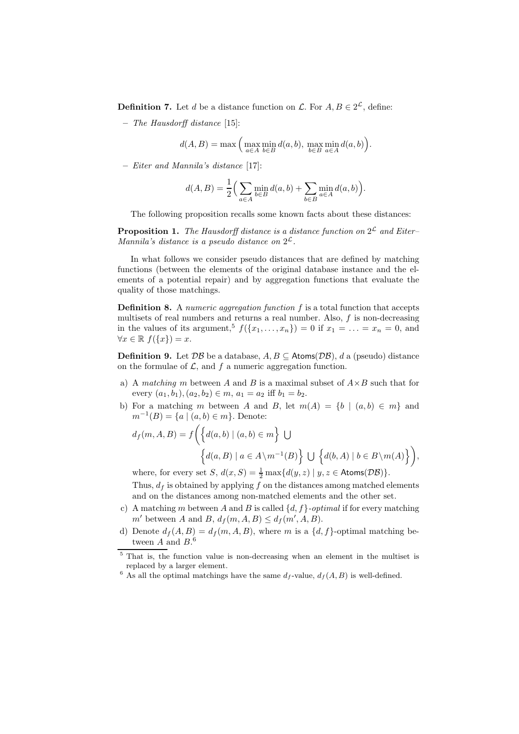**Definition 7.** Let $d$ be a distance function on $\mathcal{L}$. For $A, B \in 2^{\mathcal{L}}$, define:

– *The Hausdorff distance* [15]:

$$d(A,B) = \max\Big( \max_{a \in A} \min_{b \in B} d(a,b),\ \max_{b \in B} \min_{a \in A} d(a,b) \Big).$$

– *Eiter and Mannila's distance* [17]:

$$d(A,B) = \frac{1}{2}\Big( \sum_{a \in A} \min_{b \in B} d(a,b) + \sum_{b \in B} \min_{a \in A} d(a,b) \Big).$$

The following proposition recalls some known facts about these distances:

**Proposition 1.** *The Hausdorff distance is a distance function on $2^{\mathcal{L}}$ and Eiter–Mannila's distance is a pseudo distance on $2^{\mathcal{L}}$.*

In what follows we consider pseudo distances that are defined by matching functions (between the elements of the original database instance and the elements of a potential repair) and by aggregation functions that evaluate the quality of those matchings.

**Definition 8.** A *numeric aggregation function* $f$ is a total function that accepts multisets of real numbers and returns a real number. Also, $f$ is non-decreasing in the values of its argument,[5] $f(\{x_1, \ldots, x_n\}) = 0$ if $x_1 = \ldots = x_n = 0$, and $\forall x \in \mathbb{R}\ f(\{x\}) = x$.

**Definition 9.** Let $\mathcal{DB}$ be a database, $A, B \subseteq \mathsf{Atoms}(\mathcal{DB})$, $d$ a (pseudo) distance on the formulae of $\mathcal{L}$, and $f$ a numeric aggregation function.

a) A *matching* $m$ between $A$ and $B$ is a maximal subset of $A \times B$ such that for every $(a_1, b_1), (a_2, b_2) \in m$, $a_1 = a_2$ iff $b_1 = b_2$.

b) For a matching $m$ between $A$ and $B$, let $m(A) = \{b \mid (a,b) \in m\}$ and $m^{-1}(B) = \{a \mid (a,b) \in m\}$. Denote:

$$d_f(m, A, B) = f\bigg( \Big\{ d(a,b) \mid (a,b) \in m \Big\} \bigcup \Big\{ d(a,B) \mid a \in A \setminus m^{-1}(B) \Big\} \bigcup \Big\{ d(b,A) \mid b \in B \setminus m(A) \Big\} \bigg),$$

where, for every set $S$, $d(x,S) = \frac{1}{2} \max\{d(y,z) \mid y, z \in \mathsf{Atoms}(\mathcal{DB})\}$.

Thus, $d_f$ is obtained by applying $f$ on the distances among matched elements and on the distances among non-matched elements and the other set.

c) A matching $m$ between $A$ and $B$ is called $\{d,f\}$*-optimal* if for every matching $m'$ between $A$ and $B$, $d_f(m, A, B) \leq d_f(m', A, B)$.

d) Denote $d_f(A,B) = d_f(m, A, B)$, where $m$ is a $\{d,f\}$-optimal matching between $A$ and $B$.[6]

---

[5] That is, the function value is non-decreasing when an element in the multiset is replaced by a larger element.

[6] As all the optimal matchings have the same $d_f$-value, $d_f(A,B)$ is well-defined.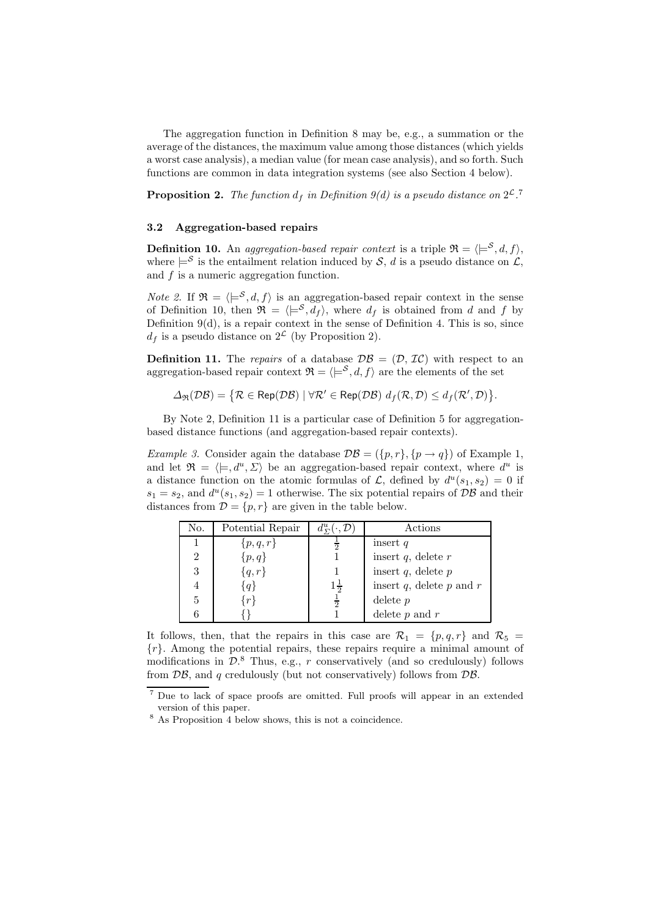The aggregation function in Definition 8 may be, e.g., a summation or the average of the distances, the maximum value among those distances (which yields a worst case analysis), a median value (for mean case analysis), and so forth. Such functions are common in data integration systems (see also Section 4 below).

**Proposition 2.** *The function $d_f$ in Definition 9(d) is a pseudo distance on $2^{\mathcal{L}}$.*[7]

### 3.2 Aggregation-based repairs

**Definition 10.** An *aggregation-based repair context* is a triple $\mathfrak{R} = \langle \models^{\mathcal{S}}, d, f \rangle$, where $\models^{\mathcal{S}}$ is the entailment relation induced by $\mathcal{S}$, $d$ is a pseudo distance on $\mathcal{L}$, and $f$ is a numeric aggregation function.

*Note 2.* If $\mathfrak{R} = \langle \models^{\mathcal{S}}, d, f \rangle$ is an aggregation-based repair context in the sense of Definition 10, then $\mathfrak{R} = \langle \models^{\mathcal{S}}, d_f \rangle$, where $d_f$ is obtained from $d$ and $f$ by Definition 9(d), is a repair context in the sense of Definition 4. This is so, since $d_f$ is a pseudo distance on $2^{\mathcal{L}}$ (by Proposition 2).

**Definition 11.** The *repairs* of a database $\mathcal{DB} = (\mathcal{D}, \mathcal{IC})$ with respect to an aggregation-based repair context $\mathfrak{R} = \langle \models^{\mathcal{S}}, d, f \rangle$ are the elements of the set

$$\Delta_{\mathfrak{R}}(\mathcal{DB}) = \big\{ \mathcal{R} \in \mathsf{Rep}(\mathcal{DB}) \mid \forall \mathcal{R}' \in \mathsf{Rep}(\mathcal{DB})\ d_f(\mathcal{R}, \mathcal{D}) \leq d_f(\mathcal{R}', \mathcal{D}) \big\}.$$

By Note 2, Definition 11 is a particular case of Definition 5 for aggregation-based distance functions (and aggregation-based repair contexts).

*Example 3.* Consider again the database $\mathcal{DB} = (\{p, r\}, \{p \to q\})$ of Example 1, and let $\mathfrak{R} = \langle \models, d^u, \Sigma \rangle$ be an aggregation-based repair context, where $d^u$ is a distance function on the atomic formulas of $\mathcal{L}$, defined by $d^u(s_1, s_2) = 0$ if $s_1 = s_2$, and $d^u(s_1, s_2) = 1$ otherwise. The six potential repairs of $\mathcal{DB}$ and their distances from $\mathcal{D} = \{p, r\}$ are given in the table below.

| No. | Potential Repair | $d^u_\Sigma(\cdot, \mathcal{D})$ | Actions |
|---|---|---|---|
| 1 | $\{p, q, r\}$ | $\frac{1}{2}$ | insert $q$ |
| 2 | $\{p, q\}$ | $1$ | insert $q$, delete $r$ |
| 3 | $\{q, r\}$ | $1$ | insert $q$, delete $p$ |
| 4 | $\{q\}$ | $1\frac{1}{2}$ | insert $q$, delete $p$ and $r$ |
| 5 | $\{r\}$ | $\frac{1}{2}$ | delete $p$ |
| 6 | $\{\}$ | $1$ | delete $p$ and $r$ |

It follows, then, that the repairs in this case are $\mathcal{R}_1 = \{p, q, r\}$ and $\mathcal{R}_5 = \{r\}$. Among the potential repairs, these repairs require a minimal amount of modifications in $\mathcal{D}$.[8] Thus, e.g., $r$ conservatively (and so credulously) follows from $\mathcal{DB}$, and $q$ credulously (but not conservatively) follows from $\mathcal{DB}$.

---

[7] Due to lack of space proofs are omitted. Full proofs will appear in an extended version of this paper.

[8] As Proposition 4 below shows, this is not a coincidence.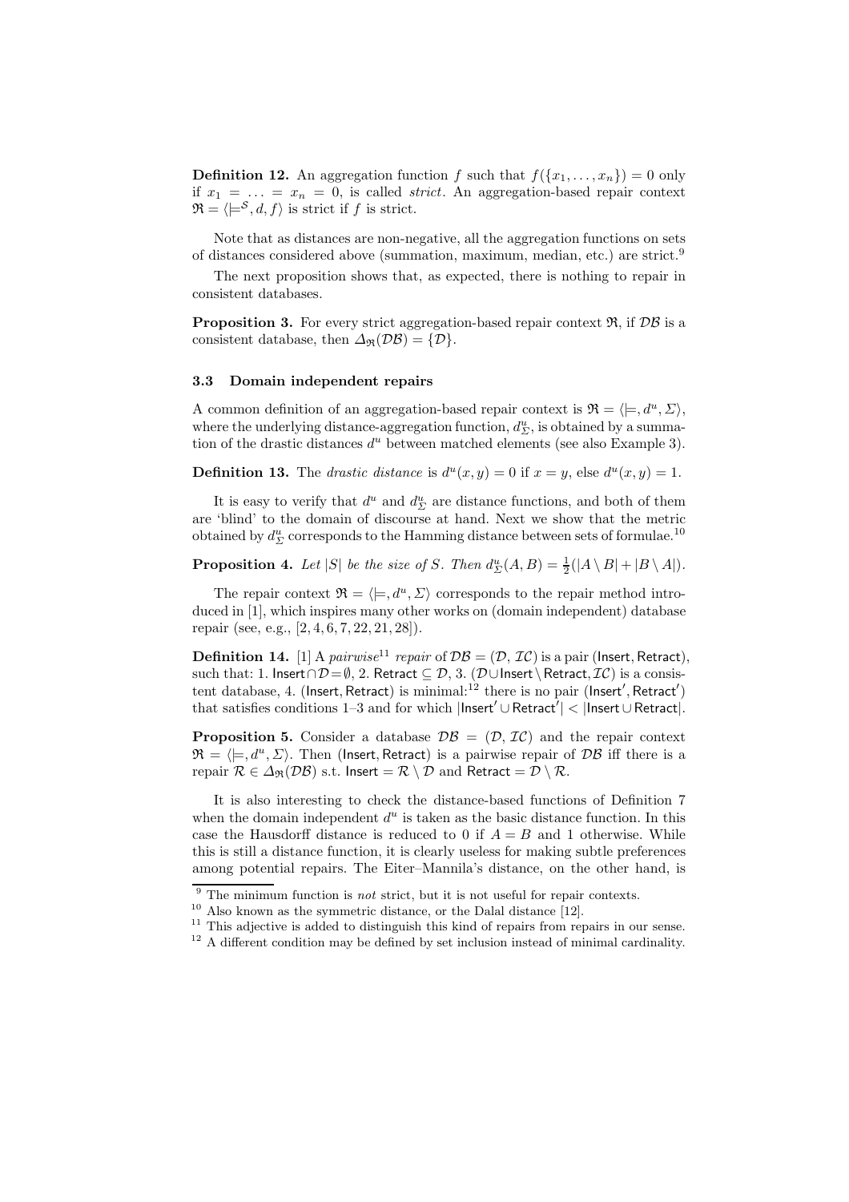**Definition 12.** An aggregation function $f$ such that $f(\{x_1, \ldots, x_n\}) = 0$ only if $x_1 = \ldots = x_n = 0$, is called *strict*. An aggregation-based repair context $\mathfrak{R} = \langle \models^{\mathcal{S}}, d, f \rangle$ is strict if $f$ is strict.

Note that as distances are non-negative, all the aggregation functions on sets of distances considered above (summation, maximum, median, etc.) are strict.[9]

The next proposition shows that, as expected, there is nothing to repair in consistent databases.

**Proposition 3.** *For every strict aggregation-based repair context $\mathfrak{R}$, if $\mathcal{DB}$ is a consistent database, then $\Delta_{\mathfrak{R}}(\mathcal{DB}) = \{\mathcal{D}\}$.*

### 3.3 Domain independent repairs

A common definition of an aggregation-based repair context is $\mathfrak{R} = \langle \models, d^u, \Sigma \rangle$, where the underlying distance-aggregation function, $d^u_\Sigma$, is obtained by a summation of the drastic distances $d^u$ between matched elements (see also Example 3).

**Definition 13.** The *drastic distance* is $d^u(x, y) = 0$ if $x = y$, else $d^u(x, y) = 1$.

It is easy to verify that $d^u$ and $d^u_\Sigma$ are distance functions, and both of them are 'blind' to the domain of discourse at hand. Next we show that the metric obtained by $d^u_\Sigma$ corresponds to the Hamming distance between sets of formulae.[10]

**Proposition 4.** *Let $|S|$ be the size of $S$. Then $d^u_\Sigma(A, B) = \frac{1}{2}(|A \setminus B| + |B \setminus A|)$.*

The repair context $\mathfrak{R} = \langle \models, d^u, \Sigma \rangle$ corresponds to the repair method introduced in [1], which inspires many other works on (domain independent) database repair (see, e.g., [2, 4, 6, 7, 22, 21, 28]).

**Definition 14.** [1] A *pairwise*[11] *repair* of $\mathcal{DB} = (\mathcal{D}, \mathcal{IC})$ is a pair (Insert, Retract), such that: 1. $\mathsf{Insert} \cap \mathcal{D} = \emptyset$, 2. $\mathsf{Retract} \subseteq \mathcal{D}$, 3. $(\mathcal{D} \cup \mathsf{Insert} \setminus \mathsf{Retract}, \mathcal{IC})$ is a consistent database, 4. (Insert, Retract) is minimal:[12] there is no pair $(\mathsf{Insert}', \mathsf{Retract}')$ that satisfies conditions 1–3 and for which $|\mathsf{Insert}' \cup \mathsf{Retract}'| < |\mathsf{Insert} \cup \mathsf{Retract}|$.

**Proposition 5.** *Consider a database $\mathcal{DB} = (\mathcal{D}, \mathcal{IC})$ and the repair context $\mathfrak{R} = \langle \models, d^u, \Sigma \rangle$. Then (Insert, Retract) is a pairwise repair of $\mathcal{DB}$ iff there is a repair $\mathcal{R} \in \Delta_{\mathfrak{R}}(\mathcal{DB})$ s.t. $\mathsf{Insert} = \mathcal{R} \setminus \mathcal{D}$ and $\mathsf{Retract} = \mathcal{D} \setminus \mathcal{R}$.*

It is also interesting to check the distance-based functions of Definition 7 when the domain independent $d^u$ is taken as the basic distance function. In this case the Hausdorff distance is reduced to 0 if $A = B$ and 1 otherwise. While this is still a distance function, it is clearly useless for making subtle preferences among potential repairs. The Eiter–Mannila's distance, on the other hand, is

[9] The minimum function is *not* strict, but it is not useful for repair contexts.

[10] Also known as the symmetric distance, or the Dalal distance [12].

[11] This adjective is added to distinguish this kind of repairs from repairs in our sense.

[12] A different condition may be defined by set inclusion instead of minimal cardinality.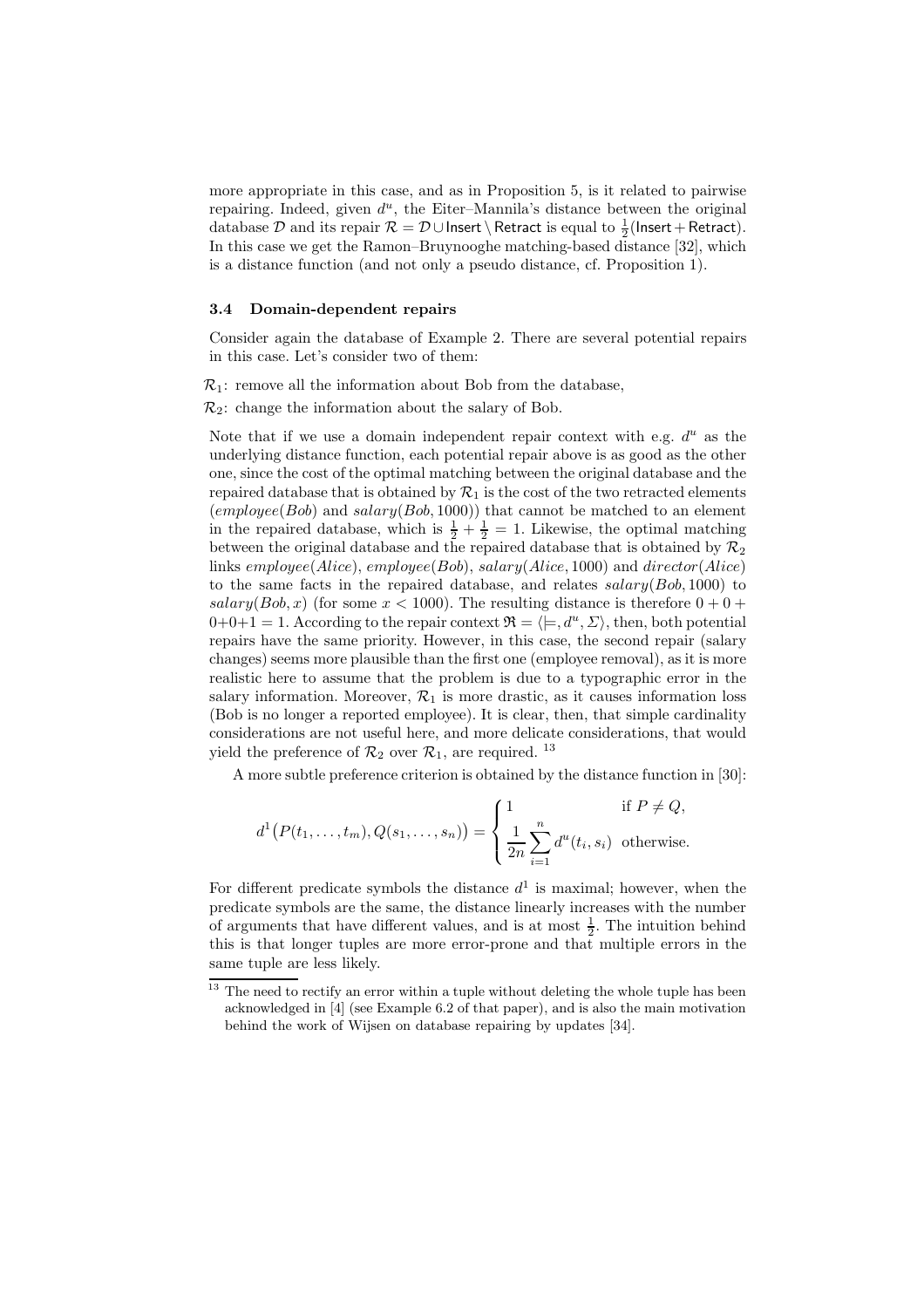more appropriate in this case, and as in Proposition 5, is it related to pairwise repairing. Indeed, given $d^u$, the Eiter–Mannila's distance between the original database $\mathcal{D}$ and its repair $\mathcal{R} = \mathcal{D} \cup \mathsf{Insert} \setminus \mathsf{Retract}$ is equal to $\frac{1}{2}(\mathsf{Insert} + \mathsf{Retract})$. In this case we get the Ramon–Bruynooghe matching-based distance [32], which is a distance function (and not only a pseudo distance, cf. Proposition 1).

### 3.4 Domain-dependent repairs

Consider again the database of Example 2. There are several potential repairs in this case. Let's consider two of them:

$\mathcal{R}_1$: remove all the information about Bob from the database,

$\mathcal{R}_2$: change the information about the salary of Bob.

Note that if we use a domain independent repair context with e.g. $d^u$ as the underlying distance function, each potential repair above is as good as the other one, since the cost of the optimal matching between the original database and the repaired database that is obtained by $\mathcal{R}_1$ is the cost of the two retracted elements ($employee(Bob)$ and $salary(Bob, 1000)$) that cannot be matched to an element in the repaired database, which is $\frac{1}{2} + \frac{1}{2} = 1$. Likewise, the optimal matching between the original database and the repaired database that is obtained by $\mathcal{R}_2$ links $employee(Alice)$, $employee(Bob)$, $salary(Alice, 1000)$ and $director(Alice)$ to the same facts in the repaired database, and relates $salary(Bob, 1000)$ to $salary(Bob, x)$ (for some $x < 1000$). The resulting distance is therefore $0 + 0 + 0 + 0 + 1 = 1$. According to the repair context $\mathfrak{R} = \langle \models, d^u, \Sigma \rangle$, then, both potential repairs have the same priority. However, in this case, the second repair (salary changes) seems more plausible than the first one (employee removal), as it is more realistic here to assume that the problem is due to a typographic error in the salary information. Moreover, $\mathcal{R}_1$ is more drastic, as it causes information loss (Bob is no longer a reported employee). It is clear, then, that simple cardinality considerations are not useful here, and more delicate considerations, that would yield the preference of $\mathcal{R}_2$ over $\mathcal{R}_1$, are required. [13]

A more subtle preference criterion is obtained by the distance function in [30]:

$$d^1\big(P(t_1, \ldots, t_m), Q(s_1, \ldots, s_n)\big) = \begin{cases} 1 & \text{if } P \neq Q, \\ \dfrac{1}{2n} \displaystyle\sum_{i=1}^{n} d^u(t_i, s_i) & \text{otherwise.} \end{cases}$$

For different predicate symbols the distance $d^1$ is maximal; however, when the predicate symbols are the same, the distance linearly increases with the number of arguments that have different values, and is at most $\frac{1}{2}$. The intuition behind this is that longer tuples are more error-prone and that multiple errors in the same tuple are less likely.

[13] The need to rectify an error within a tuple without deleting the whole tuple has been acknowledged in [4] (see Example 6.2 of that paper), and is also the main motivation behind the work of Wijsen on database repairing by updates [34].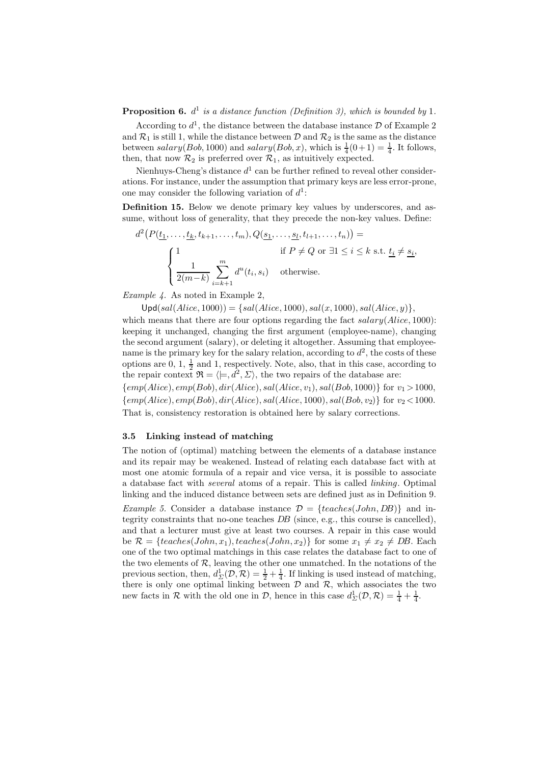**Proposition 6.** *$d^1$ is a distance function (Definition 3), which is bounded by 1.*

According to $d^1$, the distance between the database instance $\mathcal{D}$ of Example 2 and $\mathcal{R}_1$ is still 1, while the distance between $\mathcal{D}$ and $\mathcal{R}_2$ is the same as the distance between $salary(Bob, 1000)$ and $salary(Bob, x)$, which is $\frac{1}{4}(0+1) = \frac{1}{4}$. It follows, then, that now $\mathcal{R}_2$ is preferred over $\mathcal{R}_1$, as intuitively expected.

Nienhuys-Cheng's distance $d^1$ can be further refined to reveal other considerations. For instance, under the assumption that primary keys are less error-prone, one may consider the following variation of $d^1$:

**Definition 15.** Below we denote primary key values by underscores, and assume, without loss of generality, that they precede the non-key values. Define:

$$d^2\big(P(\underline{t_1}, \ldots, \underline{t_k}, t_{k+1}, \ldots, t_m), Q(\underline{s_1}, \ldots, \underline{s_l}, t_{l+1}, \ldots, t_n)\big) =$$

$$\begin{cases} 1 & \text{if } P \neq Q \text{ or } \exists 1 \leq i \leq k \text{ s.t. } \underline{t_i} \neq \underline{s_i}, \\ \dfrac{1}{2(m-k)} \displaystyle\sum_{i=k+1}^{m} d^u(t_i, s_i) & \text{otherwise.} \end{cases}$$

*Example 4.* As noted in Example 2,

$$\mathsf{Upd}(sal(Alice, 1000)) = \{sal(Alice, 1000), sal(x, 1000), sal(Alice, y)\},$$

which means that there are four options regarding the fact $salary(Alice, 1000)$: keeping it unchanged, changing the first argument (employee-name), changing the second argument (salary), or deleting it altogether. Assuming that employee-name is the primary key for the salary relation, according to $d^2$, the costs of these options are 0, 1, $\frac{1}{2}$ and 1, respectively. Note, also, that in this case, according to the repair context $\mathfrak{R} = \langle \models, d^2, \Sigma \rangle$, the two repairs of the database are:

$\{emp(Alice), emp(Bob), dir(Alice), sal(Alice, v_1), sal(Bob, 1000)\}$ for $v_1 > 1000$,

$\{emp(Alice), emp(Bob), dir(Alice), sal(Alice, 1000), sal(Bob, v_2)\}$ for $v_2 < 1000$.

That is, consistency restoration is obtained here by salary corrections.

### 3.5 Linking instead of matching

The notion of (optimal) matching between the elements of a database instance and its repair may be weakened. Instead of relating each database fact with at most one atomic formula of a repair and vice versa, it is possible to associate a database fact with *several* atoms of a repair. This is called *linking*. Optimal linking and the induced distance between sets are defined just as in Definition 9.

*Example 5.* Consider a database instance $\mathcal{D} = \{teaches(John, DB)\}$ and integrity constraints that no-one teaches $DB$ (since, e.g., this course is cancelled), and that a lecturer must give at least two courses. A repair in this case would be $\mathcal{R} = \{teaches(John, x_1), teaches(John, x_2)\}$ for some $x_1 \neq x_2 \neq DB$. Each one of the two optimal matchings in this case relates the database fact to one of the two elements of $\mathcal{R}$, leaving the other one unmatched. In the notations of the previous section, then, $d^1_\Sigma(\mathcal{D}, \mathcal{R}) = \frac{1}{2} + \frac{1}{4}$. If linking is used instead of matching, there is only one optimal linking between $\mathcal{D}$ and $\mathcal{R}$, which associates the two new facts in $\mathcal{R}$ with the old one in $\mathcal{D}$, hence in this case $d^1_\Sigma(\mathcal{D}, \mathcal{R}) = \frac{1}{4} + \frac{1}{4}$.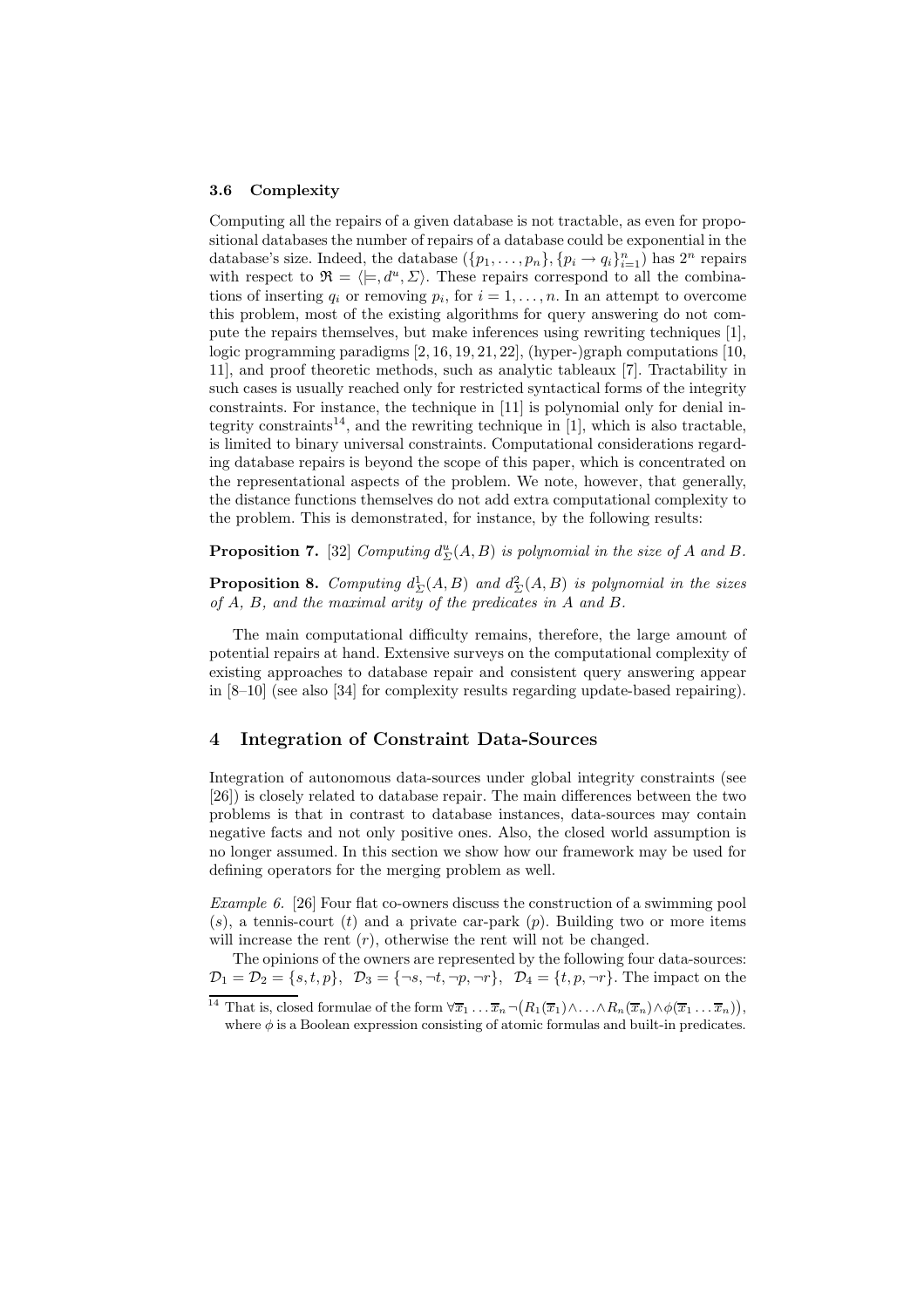### 3.6 Complexity

Computing all the repairs of a given database is not tractable, as even for propositional databases the number of repairs of a database could be exponential in the database's size. Indeed, the database $(\{p_1, \ldots, p_n\}, \{p_i \to q_i\}_{i=1}^n)$ has $2^n$ repairs with respect to $\mathfrak{R} = \langle \models, d^u, \Sigma \rangle$. These repairs correspond to all the combinations of inserting $q_i$ or removing $p_i$, for $i = 1, \ldots, n$. In an attempt to overcome this problem, most of the existing algorithms for query answering do not compute the repairs themselves, but make inferences using rewriting techniques [1], logic programming paradigms [2, 16, 19, 21, 22], (hyper-)graph computations [10, 11], and proof theoretic methods, such as analytic tableaux [7]. Tractability in such cases is usually reached only for restricted syntactical forms of the integrity constraints. For instance, the technique in [11] is polynomial only for denial integrity constraints[14], and the rewriting technique in [1], which is also tractable, is limited to binary universal constraints. Computational considerations regarding database repairs is beyond the scope of this paper, which is concentrated on the representational aspects of the problem. We note, however, that generally, the distance functions themselves do not add extra computational complexity to the problem. This is demonstrated, for instance, by the following results:

**Proposition 7.** [32] *Computing $d^u_\Sigma(A, B)$ is polynomial in the size of A and B.*

**Proposition 8.** *Computing $d^1_\Sigma(A, B)$ and $d^2_\Sigma(A, B)$ is polynomial in the sizes of A, B, and the maximal arity of the predicates in A and B.*

The main computational difficulty remains, therefore, the large amount of potential repairs at hand. Extensive surveys on the computational complexity of existing approaches to database repair and consistent query answering appear in [8–10] (see also [34] for complexity results regarding update-based repairing).

## 4 Integration of Constraint Data-Sources

Integration of autonomous data-sources under global integrity constraints (see [26]) is closely related to database repair. The main differences between the two problems is that in contrast to database instances, data-sources may contain negative facts and not only positive ones. Also, the closed world assumption is no longer assumed. In this section we show how our framework may be used for defining operators for the merging problem as well.

*Example 6.* [26] Four flat co-owners discuss the construction of a swimming pool ($s$), a tennis-court ($t$) and a private car-park ($p$). Building two or more items will increase the rent ($r$), otherwise the rent will not be changed.

The opinions of the owners are represented by the following four data-sources: $\mathcal{D}_1 = \mathcal{D}_2 = \{s, t, p\}$, $\mathcal{D}_3 = \{\neg s, \neg t, \neg p, \neg r\}$, $\mathcal{D}_4 = \{t, p, \neg r\}$. The impact on the

[14] That is, closed formulae of the form $\forall \overline{x}_1 \ldots \overline{x}_n \neg\big(R_1(\overline{x}_1) \wedge \ldots \wedge R_n(\overline{x}_n) \wedge \phi(\overline{x}_1 \ldots \overline{x}_n)\big)$, where $\phi$ is a Boolean expression consisting of atomic formulas and built-in predicates.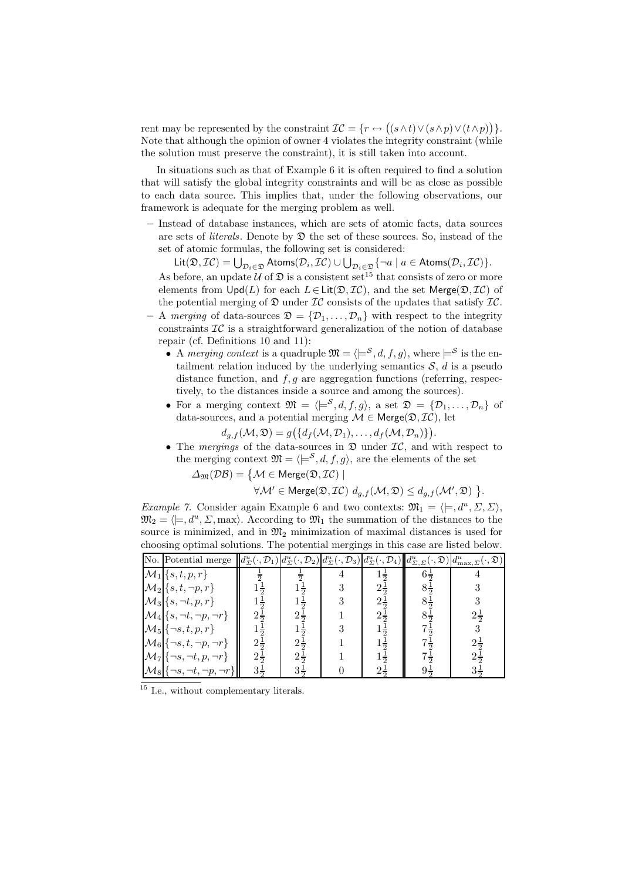rent may be represented by the constraint $\mathcal{IC} = \{r \leftrightarrow ((s \wedge t) \vee (s \wedge p) \vee (t \wedge p))\}$. Note that although the opinion of owner 4 violates the integrity constraint (while the solution must preserve the constraint), it is still taken into account.

In situations such as that of Example 6 it is often required to find a solution that will satisfy the global integrity constraints and will be as close as possible to each data source. This implies that, under the following observations, our framework is adequate for the merging problem as well.

- Instead of database instances, which are sets of atomic facts, data sources are sets of *literals*. Denote by $\mathfrak{D}$ the set of these sources. So, instead of the set of atomic formulas, the following set is considered:

  $\mathsf{Lit}(\mathfrak{D}, \mathcal{IC}) = \bigcup_{\mathcal{D}_i \in \mathfrak{D}} \mathsf{Atoms}(\mathcal{D}_i, \mathcal{IC}) \cup \bigcup_{\mathcal{D}_i \in \mathfrak{D}} \{\neg a \mid a \in \mathsf{Atoms}(\mathcal{D}_i, \mathcal{IC})\}$.

  As before, an update $\mathcal{U}$ of $\mathfrak{D}$ is a consistent set[15] that consists of zero or more elements from $\mathsf{Upd}(L)$ for each $L \in \mathsf{Lit}(\mathfrak{D}, \mathcal{IC})$, and the set $\mathsf{Merge}(\mathfrak{D}, \mathcal{IC})$ of the potential merging of $\mathfrak{D}$ under $\mathcal{IC}$ consists of the updates that satisfy $\mathcal{IC}$.
- A *merging* of data-sources $\mathfrak{D} = \{\mathcal{D}_1, \ldots, \mathcal{D}_n\}$ with respect to the integrity constraints $\mathcal{IC}$ is a straightforward generalization of the notion of database repair (cf. Definitions 10 and 11):
  - A *merging context* is a quadruple $\mathfrak{M} = \langle \models^{\mathcal{S}}, d, f, g \rangle$, where $\models^{\mathcal{S}}$ is the entailment relation induced by the underlying semantics $\mathcal{S}$, $d$ is a pseudo distance function, and $f, g$ are aggregation functions (referring, respectively, to the distances inside a source and among the sources).
  - For a merging context $\mathfrak{M} = \langle \models^{\mathcal{S}}, d, f, g \rangle$, a set $\mathfrak{D} = \{\mathcal{D}_1, \ldots, \mathcal{D}_n\}$ of data-sources, and a potential merging $\mathcal{M} \in \mathsf{Merge}(\mathfrak{D}, \mathcal{IC})$, let

    $$d_{g,f}(\mathcal{M}, \mathfrak{D}) = g\big(\{d_f(\mathcal{M}, \mathcal{D}_1), \ldots, d_f(\mathcal{M}, \mathcal{D}_n)\}\big).$$

  - The *mergings* of the data-sources in $\mathfrak{D}$ under $\mathcal{IC}$, and with respect to the merging context $\mathfrak{M} = \langle \models^{\mathcal{S}}, d, f, g \rangle$, are the elements of the set

    $$\Delta_{\mathfrak{M}}(\mathcal{DB}) = \big\{\mathcal{M} \in \mathsf{Merge}(\mathfrak{D}, \mathcal{IC}) \mid \forall \mathcal{M}' \in \mathsf{Merge}(\mathfrak{D}, \mathcal{IC}) \ d_{g,f}(\mathcal{M}, \mathfrak{D}) \leq d_{g,f}(\mathcal{M}', \mathfrak{D}) \ \big\}.$$

*Example 7.* Consider again Example 6 and two contexts: $\mathfrak{M}_1 = \langle \models, d^u, \Sigma, \Sigma \rangle$, $\mathfrak{M}_2 = \langle \models, d^u, \Sigma, \max \rangle$. According to $\mathfrak{M}_1$ the summation of the distances to the source is minimized, and in $\mathfrak{M}_2$ minimization of maximal distances is used for choosing optimal solutions. The potential mergings in this case are listed below.

| No. | Potential merge | $d^u_\Sigma(\cdot, \mathcal{D}_1)$ | $d^u_\Sigma(\cdot, \mathcal{D}_2)$ | $d^u_\Sigma(\cdot, \mathcal{D}_3)$ | $d^u_\Sigma(\cdot, \mathcal{D}_4)$ | $d^u_{\Sigma,\Sigma}(\cdot, \mathfrak{D})$ | $d^u_{\max,\Sigma}(\cdot, \mathfrak{D})$ |
|---|---|---|---|---|---|---|---|
| $\mathcal{M}_1$ | $\{s, t, p, r\}$ | $\frac{1}{2}$ | $\frac{1}{2}$ | 4 | $1\frac{1}{2}$ | $6\frac{1}{2}$ | 4 |
| $\mathcal{M}_2$ | $\{s, t, \neg p, r\}$ | $1\frac{1}{2}$ | $1\frac{1}{2}$ | 3 | $2\frac{1}{2}$ | $8\frac{1}{2}$ | 3 |
| $\mathcal{M}_3$ | $\{s, \neg t, p, r\}$ | $1\frac{1}{2}$ | $1\frac{1}{2}$ | 3 | $2\frac{1}{2}$ | $8\frac{1}{2}$ | 3 |
| $\mathcal{M}_4$ | $\{s, \neg t, \neg p, \neg r\}$ | $2\frac{1}{2}$ | $2\frac{1}{2}$ | 1 | $2\frac{1}{2}$ | $8\frac{1}{2}$ | $2\frac{1}{2}$ |
| $\mathcal{M}_5$ | $\{\neg s, t, p, r\}$ | $1\frac{1}{2}$ | $1\frac{1}{2}$ | 3 | $1\frac{1}{2}$ | $7\frac{1}{2}$ | 3 |
| $\mathcal{M}_6$ | $\{\neg s, t, \neg p, \neg r\}$ | $2\frac{1}{2}$ | $2\frac{1}{2}$ | 1 | $1\frac{1}{2}$ | $7\frac{1}{2}$ | $2\frac{1}{2}$ |
| $\mathcal{M}_7$ | $\{\neg s, \neg t, p, \neg r\}$ | $2\frac{1}{2}$ | $2\frac{1}{2}$ | 1 | $1\frac{1}{2}$ | $7\frac{1}{2}$ | $2\frac{1}{2}$ |
| $\mathcal{M}_8$ | $\{\neg s, \neg t, \neg p, \neg r\}$ | $3\frac{1}{2}$ | $3\frac{1}{2}$ | 0 | $2\frac{1}{2}$ | $9\frac{1}{2}$ | $3\frac{1}{2}$ |

[15] I.e., without complementary literals.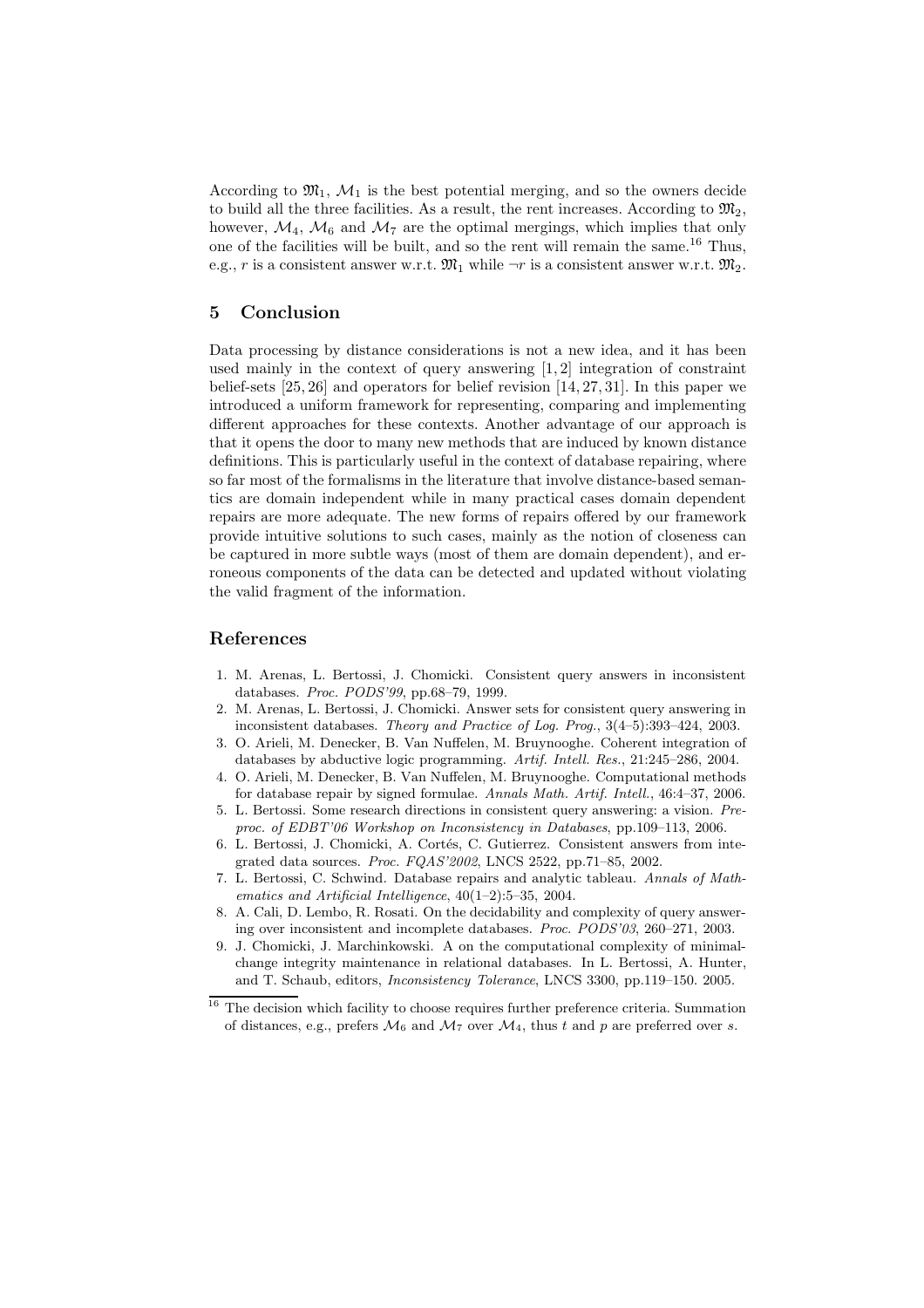According to $\mathfrak{M}_1$, $\mathcal{M}_1$ is the best potential merging, and so the owners decide to build all the three facilities. As a result, the rent increases. According to $\mathfrak{M}_2$, however, $\mathcal{M}_4$, $\mathcal{M}_6$ and $\mathcal{M}_7$ are the optimal mergings, which implies that only one of the facilities will be built, and so the rent will remain the same.[16] Thus, e.g., $r$ is a consistent answer w.r.t. $\mathfrak{M}_1$ while $\neg r$ is a consistent answer w.r.t. $\mathfrak{M}_2$.

## 5 Conclusion

Data processing by distance considerations is not a new idea, and it has been used mainly in the context of query answering [1, 2] integration of constraint belief-sets [25, 26] and operators for belief revision [14, 27, 31]. In this paper we introduced a uniform framework for representing, comparing and implementing different approaches for these contexts. Another advantage of our approach is that it opens the door to many new methods that are induced by known distance definitions. This is particularly useful in the context of database repairing, where so far most of the formalisms in the literature that involve distance-based semantics are domain independent while in many practical cases domain dependent repairs are more adequate. The new forms of repairs offered by our framework provide intuitive solutions to such cases, mainly as the notion of closeness can be captured in more subtle ways (most of them are domain dependent), and erroneous components of the data can be detected and updated without violating the valid fragment of the information.

## References

1. M. Arenas, L. Bertossi, J. Chomicki. Consistent query answers in inconsistent databases. *Proc. PODS'99*, pp.68–79, 1999.
2. M. Arenas, L. Bertossi, J. Chomicki. Answer sets for consistent query answering in inconsistent databases. *Theory and Practice of Log. Prog.*, 3(4–5):393–424, 2003.
3. O. Arieli, M. Denecker, B. Van Nuffelen, M. Bruynooghe. Coherent integration of databases by abductive logic programming. *Artif. Intell. Res.*, 21:245–286, 2004.
4. O. Arieli, M. Denecker, B. Van Nuffelen, M. Bruynooghe. Computational methods for database repair by signed formulae. *Annals Math. Artif. Intell.*, 46:4–37, 2006.
5. L. Bertossi. Some research directions in consistent query answering: a vision. *Preproc. of EDBT'06 Workshop on Inconsistency in Databases*, pp.109–113, 2006.
6. L. Bertossi, J. Chomicki, A. Cortés, C. Gutierrez. Consistent answers from integrated data sources. *Proc. FQAS'2002*, LNCS 2522, pp.71–85, 2002.
7. L. Bertossi, C. Schwind. Database repairs and analytic tableau. *Annals of Mathematics and Artificial Intelligence*, 40(1–2):5–35, 2004.
8. A. Cali, D. Lembo, R. Rosati. On the decidability and complexity of query answering over inconsistent and incomplete databases. *Proc. PODS'03*, 260–271, 2003.
9. J. Chomicki, J. Marchinkowski. A on the computational complexity of minimal-change integrity maintenance in relational databases. In L. Bertossi, A. Hunter, and T. Schaub, editors, *Inconsistency Tolerance*, LNCS 3300, pp.119–150. 2005.

[16] The decision which facility to choose requires further preference criteria. Summation of distances, e.g., prefers $\mathcal{M}_6$ and $\mathcal{M}_7$ over $\mathcal{M}_4$, thus $t$ and $p$ are preferred over $s$.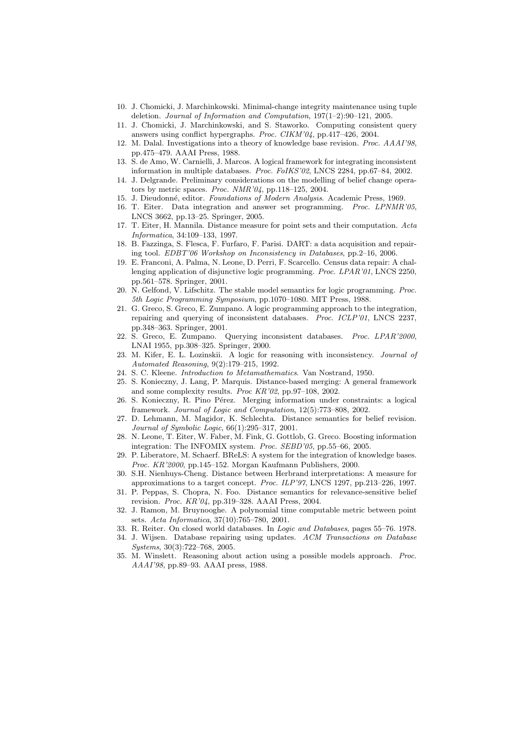10. J. Chomicki, J. Marchinkowski. Minimal-change integrity maintenance using tuple deletion. *Journal of Information and Computation*, 197(1–2):90–121, 2005.
11. J. Chomicki, J. Marchinkowski, and S. Staworko. Computing consistent query answers using conflict hypergraphs. *Proc. CIKM'04*, pp.417–426, 2004.
12. M. Dalal. Investigations into a theory of knowledge base revision. *Proc. AAAI'98*, pp.475–479. AAAI Press, 1988.
13. S. de Amo, W. Carnielli, J. Marcos. A logical framework for integrating inconsistent information in multiple databases. *Proc. FoIKS'02*, LNCS 2284, pp.67–84, 2002.
14. J. Delgrande. Preliminary considerations on the modelling of belief change operators by metric spaces. *Proc. NMR'04*, pp.118–125, 2004.
15. J. Dieudonné, editor. *Foundations of Modern Analysis*. Academic Press, 1969.
16. T. Eiter. Data integration and answer set programming. *Proc. LPNMR'05*, LNCS 3662, pp.13–25. Springer, 2005.
17. T. Eiter, H. Mannila. Distance measure for point sets and their computation. *Acta Informatica*, 34:109–133, 1997.
18. B. Fazzinga, S. Flesca, F. Furfaro, F. Parisi. DART: a data acquisition and repairing tool. *EDBT'06 Workshop on Inconsistency in Databases*, pp.2–16, 2006.
19. E. Franconi, A. Palma, N. Leone, D. Perri, F. Scarcello. Census data repair: A challenging application of disjunctive logic programming. *Proc. LPAR'01*, LNCS 2250, pp.561–578. Springer, 2001.
20. N. Gelfond, V. Lifschitz. The stable model semantics for logic programming. *Proc. 5th Logic Programming Symposium*, pp.1070–1080. MIT Press, 1988.
21. G. Greco, S. Greco, E. Zumpano. A logic programming approach to the integration, repairing and querying of inconsistent databases. *Proc. ICLP'01*, LNCS 2237, pp.348–363. Springer, 2001.
22. S. Greco, E. Zumpano. Querying inconsistent databases. *Proc. LPAR'2000*, LNAI 1955, pp.308–325. Springer, 2000.
23. M. Kifer, E. L. Lozinskii. A logic for reasoning with inconsistency. *Journal of Automated Reasoning*, 9(2):179–215, 1992.
24. S. C. Kleene. *Introduction to Metamathematics*. Van Nostrand, 1950.
25. S. Konieczny, J. Lang, P. Marquis. Distance-based merging: A general framework and some complexity results. *Proc KR'02*, pp.97–108, 2002.
26. S. Konieczny, R. Pino Pérez. Merging information under constraints: a logical framework. *Journal of Logic and Computation*, 12(5):773–808, 2002.
27. D. Lehmann, M. Magidor, K. Schlechta. Distance semantics for belief revision. *Journal of Symbolic Logic*, 66(1):295–317, 2001.
28. N. Leone, T. Eiter, W. Faber, M. Fink, G. Gottlob, G. Greco. Boosting information integration: The INFOMIX system. *Proc. SEBD'05*, pp.55–66, 2005.
29. P. Liberatore, M. Schaerf. BReLS: A system for the integration of knowledge bases. *Proc. KR'2000*, pp.145–152. Morgan Kaufmann Publishers, 2000.
30. S.H. Nienhuys-Cheng. Distance between Herbrand interpretations: A measure for approximations to a target concept. *Proc. ILP'97*, LNCS 1297, pp.213–226, 1997.
31. P. Peppas, S. Chopra, N. Foo. Distance semantics for relevance-sensitive belief revision. *Proc. KR'04*, pp.319–328. AAAI Press, 2004.
32. J. Ramon, M. Bruynooghe. A polynomial time computable metric between point sets. *Acta Informatica*, 37(10):765–780, 2001.
33. R. Reiter. On closed world databases. In *Logic and Databases*, pages 55–76. 1978.
34. J. Wijsen. Database repairing using updates. *ACM Transactions on Database Systems*, 30(3):722–768, 2005.
35. M. Winslett. Reasoning about action using a possible models approach. *Proc. AAAI'98*, pp.89–93. AAAI press, 1988.